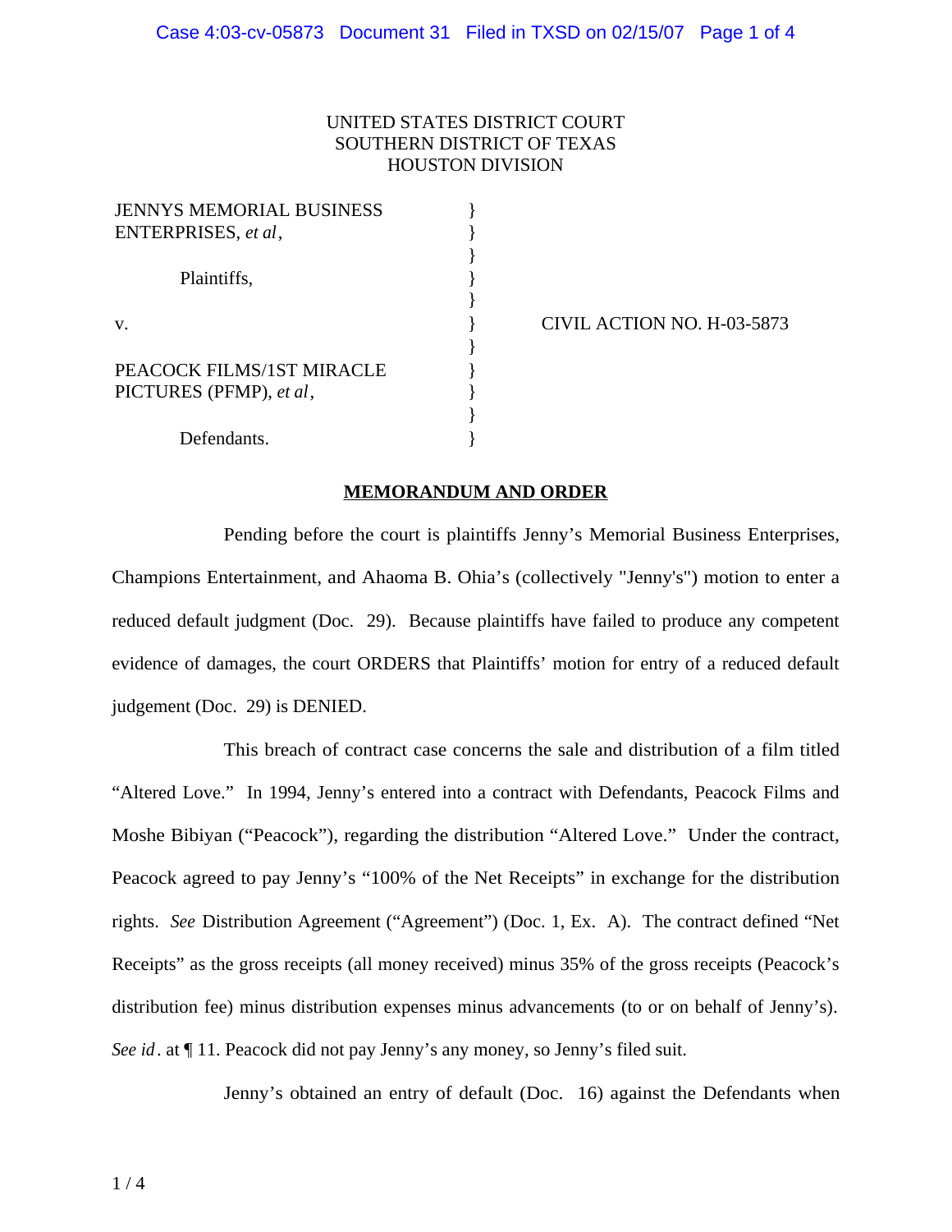UNITED STATES DISTRICT COURT
SOUTHERN DISTRICT OF TEXAS
HOUSTON DIVISION

| | | |
|---|---|---|
| JENNYS MEMORIAL BUSINESS ENTERPRISES, *et al*, | } | |
| | } | |
| Plaintiffs, | } | |
| | } | |
| v. | } | CIVIL ACTION NO. H-03-5873 |
| | } | |
| PEACOCK FILMS/1ST MIRACLE PICTURES (PFMP), *et al*, | } | |
| | } | |
| Defendants. | } | |

## MEMORANDUM AND ORDER

Pending before the court is plaintiffs Jenny's Memorial Business Enterprises, Champions Entertainment, and Ahaoma B. Ohia's (collectively "Jenny's") motion to enter a reduced default judgment (Doc. 29). Because plaintiffs have failed to produce any competent evidence of damages, the court ORDERS that Plaintiffs' motion for entry of a reduced default judgement (Doc. 29) is DENIED.

This breach of contract case concerns the sale and distribution of a film titled "Altered Love." In 1994, Jenny's entered into a contract with Defendants, Peacock Films and Moshe Bibiyan ("Peacock"), regarding the distribution "Altered Love." Under the contract, Peacock agreed to pay Jenny's "100% of the Net Receipts" in exchange for the distribution rights. *See* Distribution Agreement ("Agreement") (Doc. 1, Ex. A). The contract defined "Net Receipts" as the gross receipts (all money received) minus 35% of the gross receipts (Peacock's distribution fee) minus distribution expenses minus advancements (to or on behalf of Jenny's). *See id*. at ¶ 11. Peacock did not pay Jenny's any money, so Jenny's filed suit.

Jenny's obtained an entry of default (Doc. 16) against the Defendants when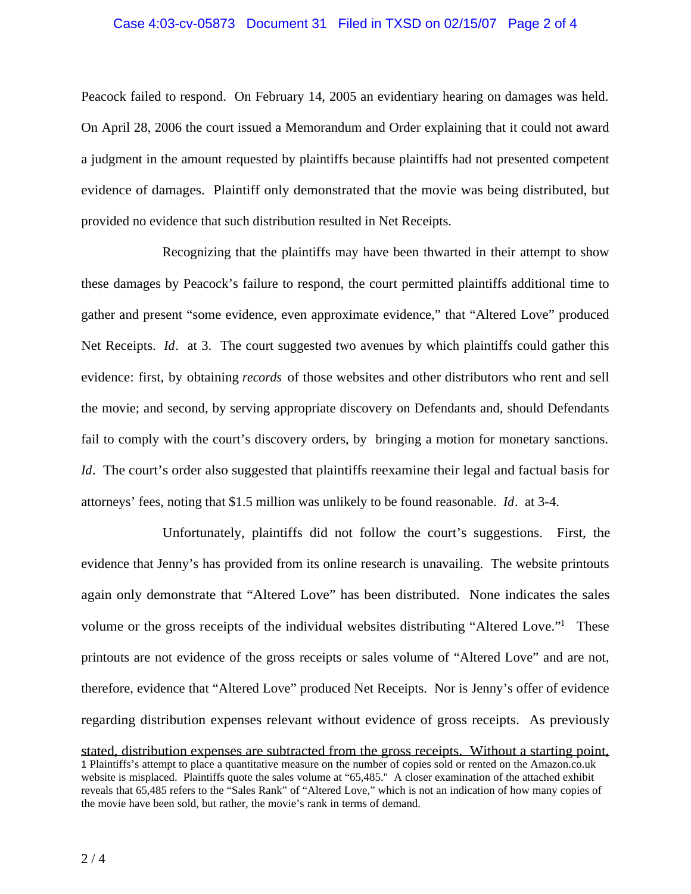Peacock failed to respond. On February 14, 2005 an evidentiary hearing on damages was held. On April 28, 2006 the court issued a Memorandum and Order explaining that it could not award a judgment in the amount requested by plaintiffs because plaintiffs had not presented competent evidence of damages. Plaintiff only demonstrated that the movie was being distributed, but provided no evidence that such distribution resulted in Net Receipts.

Recognizing that the plaintiffs may have been thwarted in their attempt to show these damages by Peacock's failure to respond, the court permitted plaintiffs additional time to gather and present "some evidence, even approximate evidence," that "Altered Love" produced Net Receipts. *Id*. at 3. The court suggested two avenues by which plaintiffs could gather this evidence: first, by obtaining *records* of those websites and other distributors who rent and sell the movie; and second, by serving appropriate discovery on Defendants and, should Defendants fail to comply with the court's discovery orders, by bringing a motion for monetary sanctions. *Id*. The court's order also suggested that plaintiffs reexamine their legal and factual basis for attorneys' fees, noting that $1.5 million was unlikely to be found reasonable. *Id*. at 3-4.

Unfortunately, plaintiffs did not follow the court's suggestions. First, the evidence that Jenny's has provided from its online research is unavailing. The website printouts again only demonstrate that "Altered Love" has been distributed. None indicates the sales volume or the gross receipts of the individual websites distributing "Altered Love."[1] These printouts are not evidence of the gross receipts or sales volume of "Altered Love" and are not, therefore, evidence that "Altered Love" produced Net Receipts. Nor is Jenny's offer of evidence regarding distribution expenses relevant without evidence of gross receipts. As previously stated, distribution expenses are subtracted from the gross receipts. Without a starting point,

1 Plaintiffs's attempt to place a quantitative measure on the number of copies sold or rented on the Amazon.co.uk website is misplaced. Plaintiffs quote the sales volume at "65,485." A closer examination of the attached exhibit reveals that 65,485 refers to the "Sales Rank" of "Altered Love," which is not an indication of how many copies of the movie have been sold, but rather, the movie's rank in terms of demand.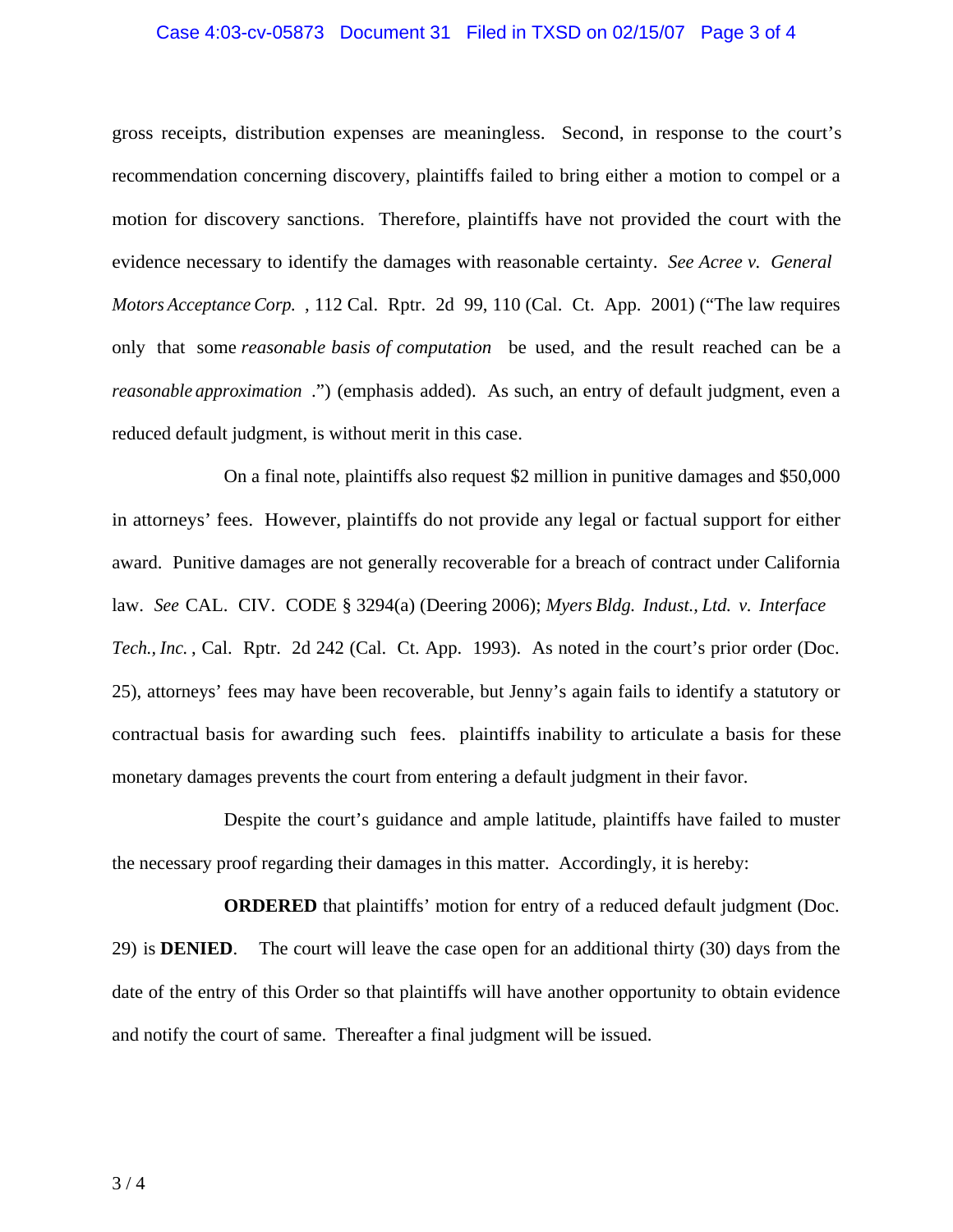gross receipts, distribution expenses are meaningless. Second, in response to the court's recommendation concerning discovery, plaintiffs failed to bring either a motion to compel or a motion for discovery sanctions. Therefore, plaintiffs have not provided the court with the evidence necessary to identify the damages with reasonable certainty. *See Acree v. General Motors Acceptance Corp.*, 112 Cal. Rptr. 2d 99, 110 (Cal. Ct. App. 2001) ("The law requires only that some *reasonable basis of computation* be used, and the result reached can be a *reasonable approximation*.") (emphasis added). As such, an entry of default judgment, even a reduced default judgment, is without merit in this case.

On a final note, plaintiffs also request $2 million in punitive damages and $50,000 in attorneys' fees. However, plaintiffs do not provide any legal or factual support for either award. Punitive damages are not generally recoverable for a breach of contract under California law. *See* CAL. CIV. CODE § 3294(a) (Deering 2006); *Myers Bldg. Indust., Ltd. v. Interface Tech., Inc.*, Cal. Rptr. 2d 242 (Cal. Ct. App. 1993). As noted in the court's prior order (Doc. 25), attorneys' fees may have been recoverable, but Jenny's again fails to identify a statutory or contractual basis for awarding such fees. plaintiffs inability to articulate a basis for these monetary damages prevents the court from entering a default judgment in their favor.

Despite the court's guidance and ample latitude, plaintiffs have failed to muster the necessary proof regarding their damages in this matter. Accordingly, it is hereby:

**ORDERED** that plaintiffs' motion for entry of a reduced default judgment (Doc. 29) is **DENIED**. The court will leave the case open for an additional thirty (30) days from the date of the entry of this Order so that plaintiffs will have another opportunity to obtain evidence and notify the court of same. Thereafter a final judgment will be issued.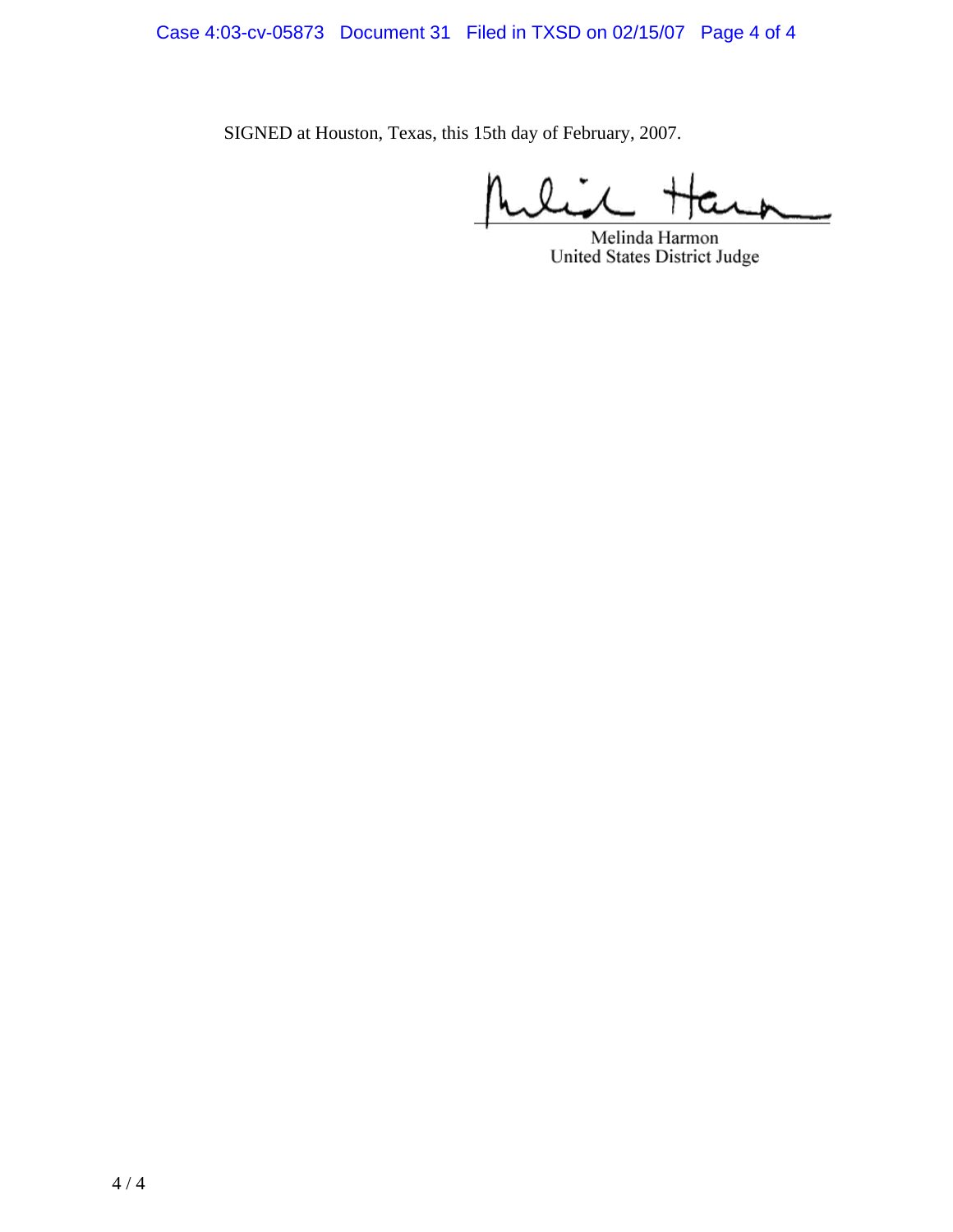SIGNED at Houston, Texas, this 15th day of February, 2007.

Melinda Harmon
United States District Judge